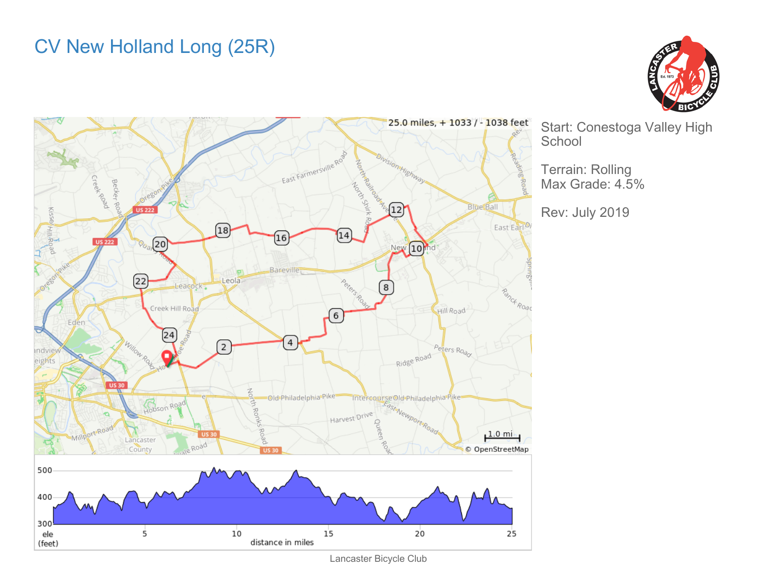# CV New Holland Long (25R)

25.0 miles, + 1033 / - 1038 feet

Start: Conestoga Valley High School

Terrain: Rolling
Max Grade: 4.5%

Rev: July 2019

Lancaster Bicycle Club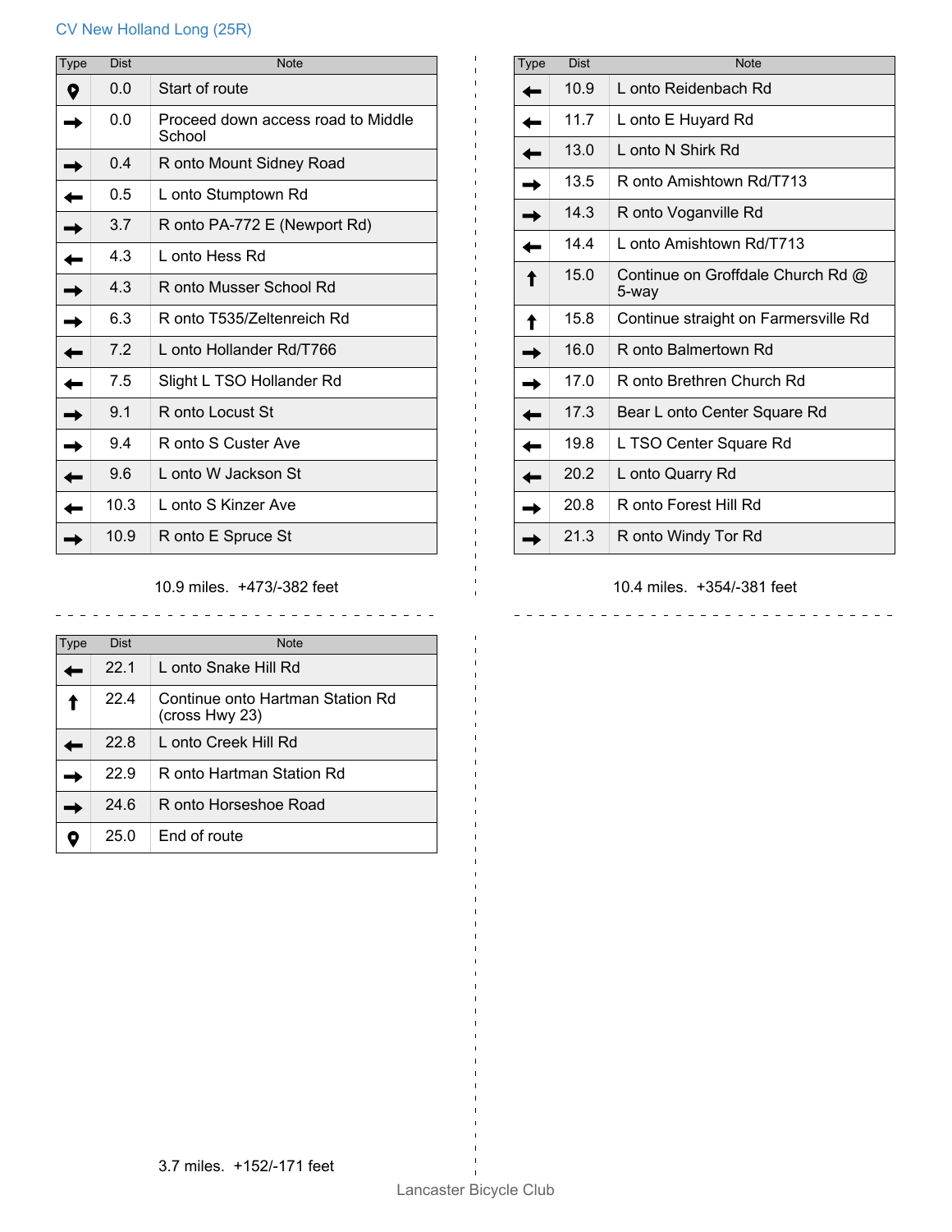CV New Holland Long (25R)

| Type | Dist | Note |
|---|---|---|
| Start | 0.0 | Start of route |
| → | 0.0 | Proceed down access road to Middle School |
| → | 0.4 | R onto Mount Sidney Road |
| ← | 0.5 | L onto Stumptown Rd |
| → | 3.7 | R onto PA-772 E (Newport Rd) |
| ← | 4.3 | L onto Hess Rd |
| → | 4.3 | R onto Musser School Rd |
| → | 6.3 | R onto T535/Zeltenreich Rd |
| ← | 7.2 | L onto Hollander Rd/T766 |
| ← | 7.5 | Slight L TSO Hollander Rd |
| → | 9.1 | R onto Locust St |
| → | 9.4 | R onto S Custer Ave |
| ← | 9.6 | L onto W Jackson St |
| ← | 10.3 | L onto S Kinzer Ave |
| → | 10.9 | R onto E Spruce St |

10.9 miles. +473/-382 feet

| Type | Dist | Note |
|---|---|---|
| ← | 10.9 | L onto Reidenbach Rd |
| ← | 11.7 | L onto E Huyard Rd |
| ← | 13.0 | L onto N Shirk Rd |
| → | 13.5 | R onto Amishtown Rd/T713 |
| → | 14.3 | R onto Voganville Rd |
| ← | 14.4 | L onto Amishtown Rd/T713 |
| ↑ | 15.0 | Continue on Groffdale Church Rd @ 5-way |
| ↑ | 15.8 | Continue straight on Farmersville Rd |
| → | 16.0 | R onto Balmertown Rd |
| → | 17.0 | R onto Brethren Church Rd |
| ← | 17.3 | Bear L onto Center Square Rd |
| ← | 19.8 | L TSO Center Square Rd |
| ← | 20.2 | L onto Quarry Rd |
| → | 20.8 | R onto Forest Hill Rd |
| → | 21.3 | R onto Windy Tor Rd |

10.4 miles. +354/-381 feet

| Type | Dist | Note |
|---|---|---|
| ← | 22.1 | L onto Snake Hill Rd |
| ↑ | 22.4 | Continue onto Hartman Station Rd (cross Hwy 23) |
| ← | 22.8 | L onto Creek Hill Rd |
| → | 22.9 | R onto Hartman Station Rd |
| → | 24.6 | R onto Horseshoe Road |
| End | 25.0 | End of route |

3.7 miles. +152/-171 feet

Lancaster Bicycle Club